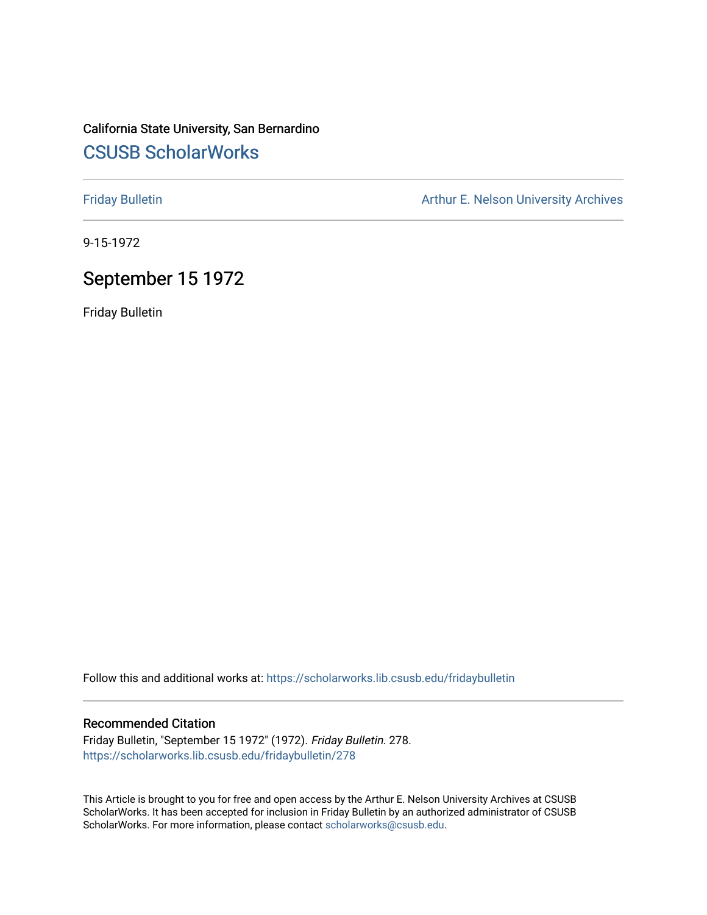California State University, San Bernardino

## CSUSB ScholarWorks

Friday Bulletin

Arthur E. Nelson University Archives

9-15-1972

# September 15 1972

Friday Bulletin

Follow this and additional works at: https://scholarworks.lib.csusb.edu/fridaybulletin

### Recommended Citation

Friday Bulletin, "September 15 1972" (1972). *Friday Bulletin*. 278.
https://scholarworks.lib.csusb.edu/fridaybulletin/278

This Article is brought to you for free and open access by the Arthur E. Nelson University Archives at CSUSB ScholarWorks. It has been accepted for inclusion in Friday Bulletin by an authorized administrator of CSUSB ScholarWorks. For more information, please contact scholarworks@csusb.edu.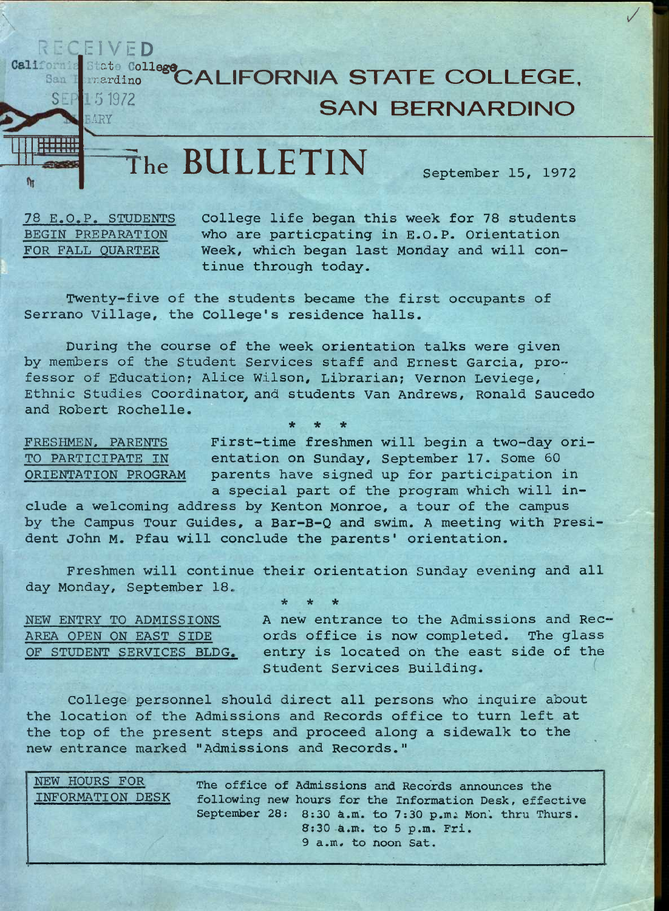RECEIVED
California State College
San Bernardino
SEP 15 1972
LIBRARY

# CALIFORNIA STATE COLLEGE, SAN BERNARDINO

# The BULLETIN

September 15, 1972

78 E.O.P. STUDENTS BEGIN PREPARATION FOR FALL QUARTER

College life began this week for 78 students who are particpating in E.O.P. Orientation Week, which began last Monday and will continue through today.

Twenty-five of the students became the first occupants of Serrano Village, the College's residence halls.

During the course of the week orientation talks were given by members of the Student Services staff and Ernest Garcia, professor of Education; Alice Wilson, Librarian; Vernon Leviege, Ethnic Studies Coordinator, and students Van Andrews, Ronald Saucedo and Robert Rochelle.

\* \* \*

FRESHMEN, PARENTS TO PARTICIPATE IN ORIENTATION PROGRAM

First-time freshmen will begin a two-day orientation on Sunday, September 17. Some 60 parents have signed up for participation in a special part of the program which will include a welcoming address by Kenton Monroe, a tour of the campus by the Campus Tour Guides, a Bar-B-Q and swim. A meeting with President John M. Pfau will conclude the parents' orientation.

Freshmen will continue their orientation Sunday evening and all day Monday, September 18.

\* \* \*

NEW ENTRY TO ADMISSIONS AREA OPEN ON EAST SIDE OF STUDENT SERVICES BLDG.

A new entrance to the Admissions and Records office is now completed. The glass entry is located on the east side of the Student Services Building.

College personnel should direct all persons who inquire about the location of the Admissions and Records office to turn left at the top of the present steps and proceed along a sidewalk to the new entrance marked "Admissions and Records."

NEW HOURS FOR INFORMATION DESK

The office of Admissions and Records announces the following new hours for the Information Desk, effective September 28:

8:30 a.m. to 7:30 p.m. Mon. thru Thurs.
8:30 a.m. to 5 p.m. Fri.
9 a.m. to noon Sat.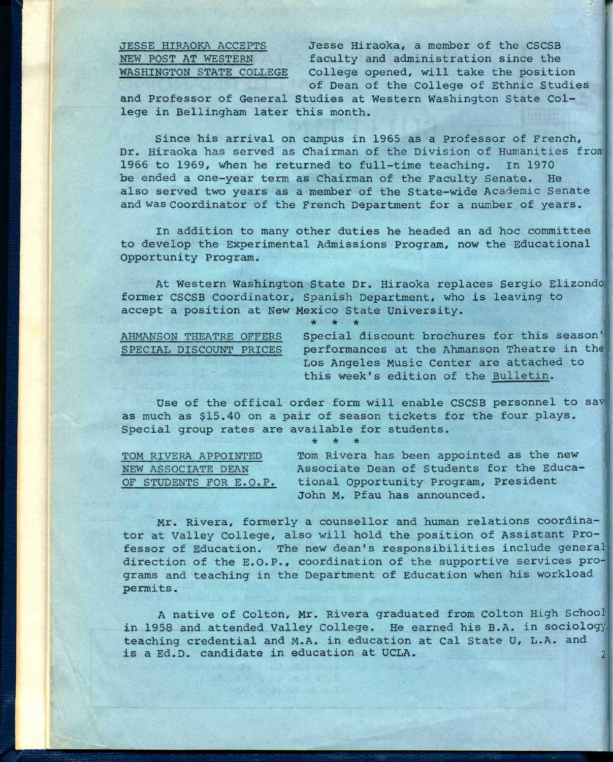**JESSE HIRAOKA ACCEPTS NEW POST AT WESTERN WASHINGTON STATE COLLEGE**

Jesse Hiraoka, a member of the CSCSB faculty and administration since the College opened, will take the position of Dean of the College of Ethnic Studies and Professor of General Studies at Western Washington State College in Bellingham later this month.

Since his arrival on campus in 1965 as a Professor of French, Dr. Hiraoka has served as Chairman of the Division of Humanities from 1966 to 1969, when he returned to full-time teaching. In 1970 be ended a one-year term as Chairman of the Faculty Senate. He also served two years as a member of the State-wide Academic Senate and was Coordinator of the French Department for a number of years.

In addition to many other duties he headed an ad hoc committee to develop the Experimental Admissions Program, now the Educational Opportunity Program.

At Western Washington State Dr. Hiraoka replaces Sergio Elizondo former CSCSB Coordinator, Spanish Department, who is leaving to accept a position at New Mexico State University.

\* \* \*

**AHMANSON THEATRE OFFERS SPECIAL DISCOUNT PRICES**

Special discount brochures for this season' performances at the Ahmanson Theatre in the Los Angeles Music Center are attached to this week's edition of the Bulletin.

Use of the offical order form will enable CSCSB personnel to sav as much as $15.40 on a pair of season tickets for the four plays. Special group rates are available for students.

\* \* \*

**TOM RIVERA APPOINTED NEW ASSOCIATE DEAN OF STUDENTS FOR E.O.P.**

Tom Rivera has been appointed as the new Associate Dean of Students for the Educational Opportunity Program, President John M. Pfau has announced.

Mr. Rivera, formerly a counsellor and human relations coordinator at Valley College, also will hold the position of Assistant Professor of Education. The new dean's responsibilities include general direction of the E.O.P., coordination of the supportive services programs and teaching in the Department of Education when his workload permits.

A native of Colton, Mr. Rivera graduated from Colton High School in 1958 and attended Valley College. He earned his B.A. in sociology, teaching credential and M.A. in education at Cal State U, L.A. and is a Ed.D. candidate in education at UCLA.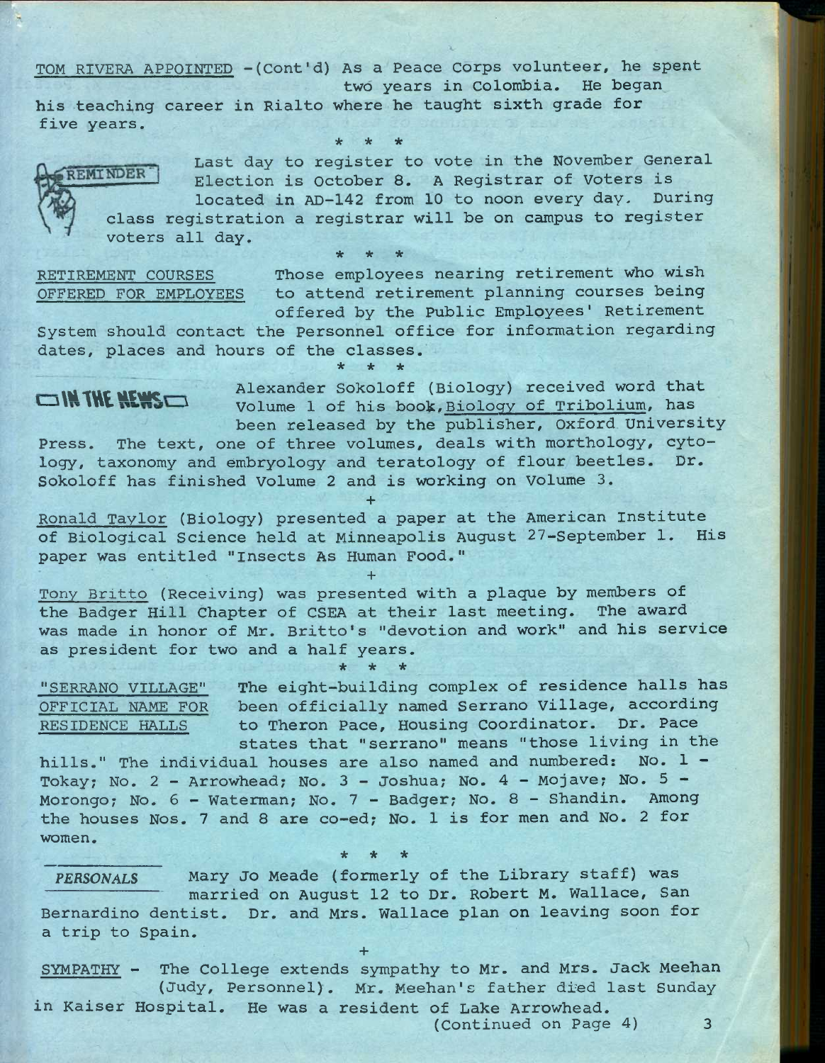TOM RIVERA APPOINTED -(Cont'd) As a Peace Corps volunteer, he spent two years in Colombia. He began his teaching career in Rialto where he taught sixth grade for five years.

\* \* \*

REMINDER

Last day to register to vote in the November General Election is October 8. A Registrar of Voters is located in AD-142 from 10 to noon every day. During class registration a registrar will be on campus to register voters all day.

\* \* \*

RETIREMENT COURSES OFFERED FOR EMPLOYEES

Those employees nearing retirement who wish to attend retirement planning courses being offered by the Public Employees' Retirement System should contact the Personnel office for information regarding dates, places and hours of the classes.

\* \* \*

IN THE NEWS

Alexander Sokoloff (Biology) received word that Volume 1 of his book, Biology of Tribolium, has been released by the publisher, Oxford University Press. The text, one of three volumes, deals with morthology, cytology, taxonomy and embryology and teratology of flour beetles. Dr. Sokoloff has finished Volume 2 and is working on Volume 3.

+

Ronald Taylor (Biology) presented a paper at the American Institute of Biological Science held at Minneapolis August 27-September 1. His paper was entitled "Insects As Human Food."

+

Tony Britto (Receiving) was presented with a plaque by members of the Badger Hill Chapter of CSEA at their last meeting. The award was made in honor of Mr. Britto's "devotion and work" and his service as president for two and a half years.

\* \* \*

"SERRANO VILLAGE" OFFICIAL NAME FOR RESIDENCE HALLS

The eight-building complex of residence halls has been officially named Serrano Village, according to Theron Pace, Housing Coordinator. Dr. Pace states that "serrano" means "those living in the hills." The individual houses are also named and numbered: No. 1 - Tokay; No. 2 - Arrowhead; No. 3 - Joshua; No. 4 - Mojave; No. 5 - Morongo; No. 6 - Waterman; No. 7 - Badger; No. 8 - Shandin. Among the houses Nos. 7 and 8 are co-ed; No. 1 is for men and No. 2 for women.

\* \* \*

*PERSONALS*

Mary Jo Meade (formerly of the Library staff) was married on August 12 to Dr. Robert M. Wallace, San Bernardino dentist. Dr. and Mrs. Wallace plan on leaving soon for a trip to Spain.

+

SYMPATHY - The College extends sympathy to Mr. and Mrs. Jack Meehan (Judy, Personnel). Mr. Meehan's father died last Sunday in Kaiser Hospital. He was a resident of Lake Arrowhead.

(Continued on Page 4)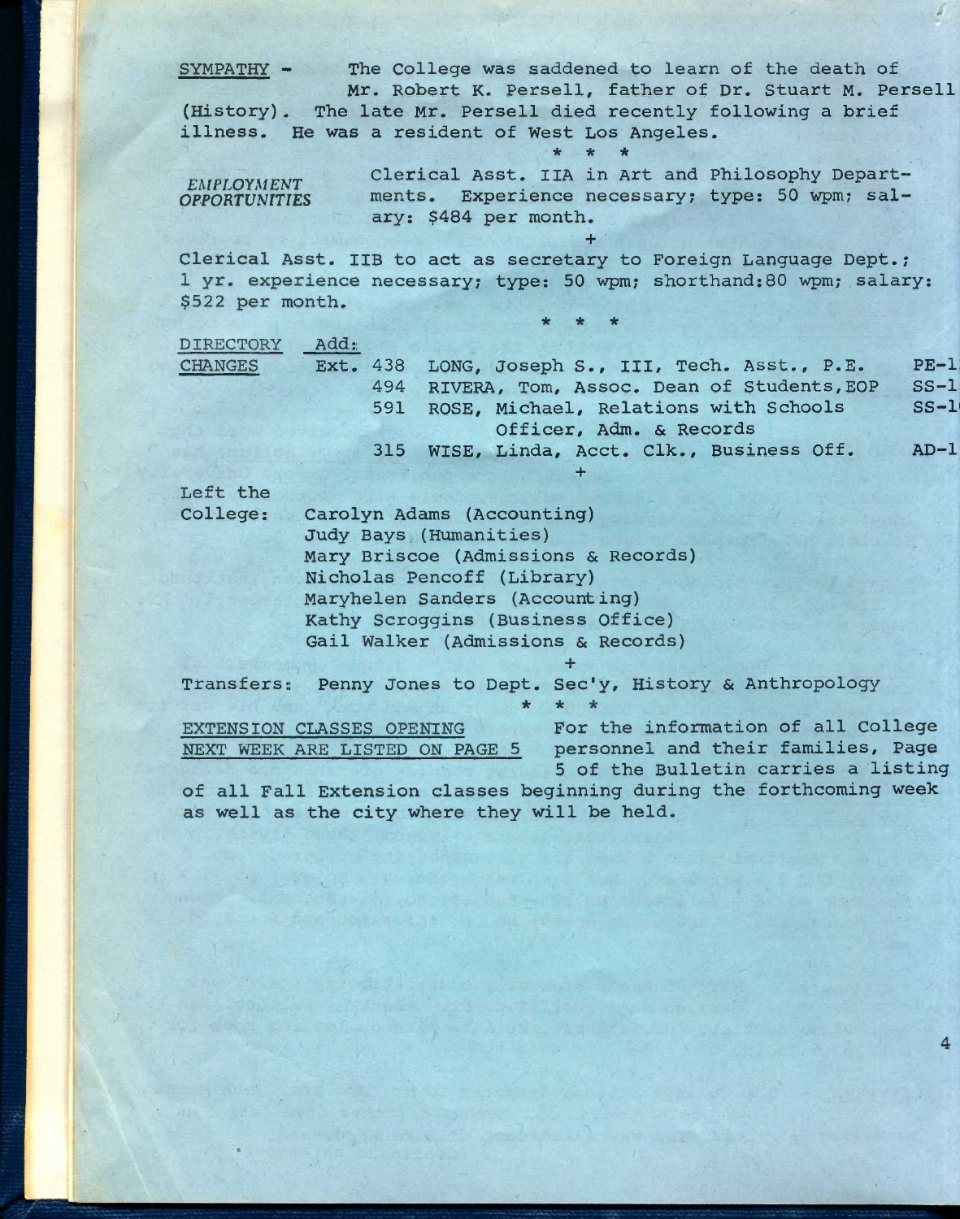**SYMPATHY** - The College was saddened to learn of the death of Mr. Robert K. Persell, father of Dr. Stuart M. Persell (History). The late Mr. Persell died recently following a brief illness. He was a resident of West Los Angeles.

\* \* \*

***EMPLOYMENT OPPORTUNITIES*** Clerical Asst. IIA in Art and Philosophy Departments. Experience necessary; type: 50 wpm; salary: $484 per month.

+

Clerical Asst. IIB to act as secretary to Foreign Language Dept.; 1 yr. experience necessary; type: 50 wpm; shorthand:80 wpm; salary: $522 per month.

\* \* \*

**DIRECTORY CHANGES**

Add:

| Ext. | Name | |
|---|---|---|
| 438 | LONG, Joseph S., III, Tech. Asst., P.E. | PE-1 |
| 494 | RIVERA, Tom, Assoc. Dean of Students, EOP | SS-1 |
| 591 | ROSE, Michael, Relations with Schools Officer, Adm. & Records | SS-1 |
| 315 | WISE, Linda, Acct. Clk., Business Off. | AD-1 |

+

Left the College:

- Carolyn Adams (Accounting)
- Judy Bays (Humanities)
- Mary Briscoe (Admissions & Records)
- Nicholas Pencoff (Library)
- Maryhelen Sanders (Accounting)
- Kathy Scroggins (Business Office)
- Gail Walker (Admissions & Records)

+

Transfers: Penny Jones to Dept. Sec'y, History & Anthropology

\* \* \*

**EXTENSION CLASSES OPENING NEXT WEEK ARE LISTED ON PAGE 5** For the information of all College personnel and their families, Page 5 of the Bulletin carries a listing of all Fall Extension classes beginning during the forthcoming week as well as the city where they will be held.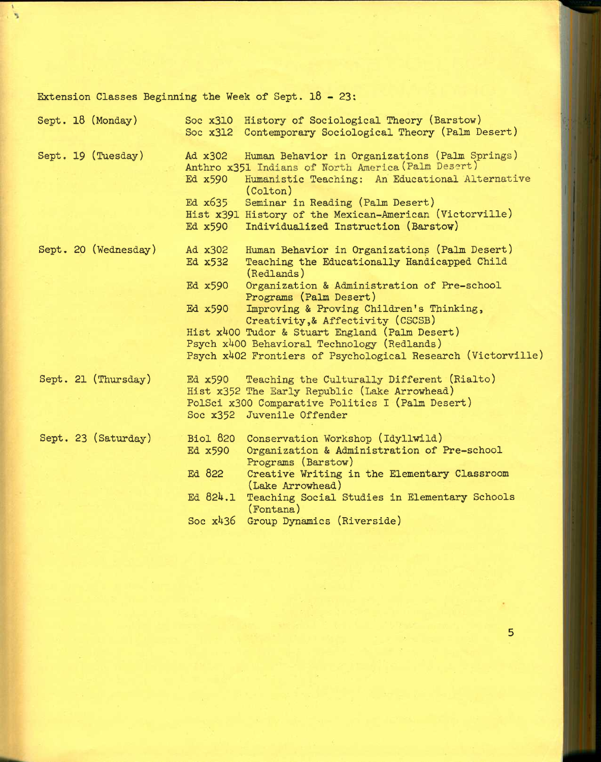Extension Classes Beginning the Week of Sept. 18 - 23:

| | | |
|---|---|---|
| Sept. 18 (Monday) | Soc x310 | History of Sociological Theory (Barstow) |
| | Soc x312 | Contemporary Sociological Theory (Palm Desert) |
| Sept. 19 (Tuesday) | Ad x302 | Human Behavior in Organizations (Palm Springs) |
| | Anthro x351 | Indians of North America (Palm Desert) |
| | Ed x590 | Humanistic Teaching: An Educational Alternative (Colton) |
| | Ed x635 | Seminar in Reading (Palm Desert) |
| | Hist x391 | History of the Mexican-American (Victorville) |
| | Ed x590 | Individualized Instruction (Barstow) |
| Sept. 20 (Wednesday) | Ad x302 | Human Behavior in Organizations (Palm Desert) |
| | Ed x532 | Teaching the Educationally Handicapped Child (Redlands) |
| | Ed x590 | Organization & Administration of Pre-school Programs (Palm Desert) |
| | Ed x590 | Improving & Proving Children's Thinking, Creativity,& Affectivity (CSCSB) |
| | Hist x400 | Tudor & Stuart England (Palm Desert) |
| | Psych x400 | Behavioral Technology (Redlands) |
| | Psych x402 | Frontiers of Psychological Research (Victorville) |
| Sept. 21 (Thursday) | Ed x590 | Teaching the Culturally Different (Rialto) |
| | Hist x352 | The Early Republic (Lake Arrowhead) |
| | PolSci x300 | Comparative Politics I (Palm Desert) |
| | Soc x352 | Juvenile Offender |
| Sept. 23 (Saturday) | Biol 820 | Conservation Workshop (Idyllwild) |
| | Ed x590 | Organization & Administration of Pre-school Programs (Barstow) |
| | Ed 822 | Creative Writing in the Elementary Classroom (Lake Arrowhead) |
| | Ed 824.1 | Teaching Social Studies in Elementary Schools (Fontana) |
| | Soc x436 | Group Dynamics (Riverside) |